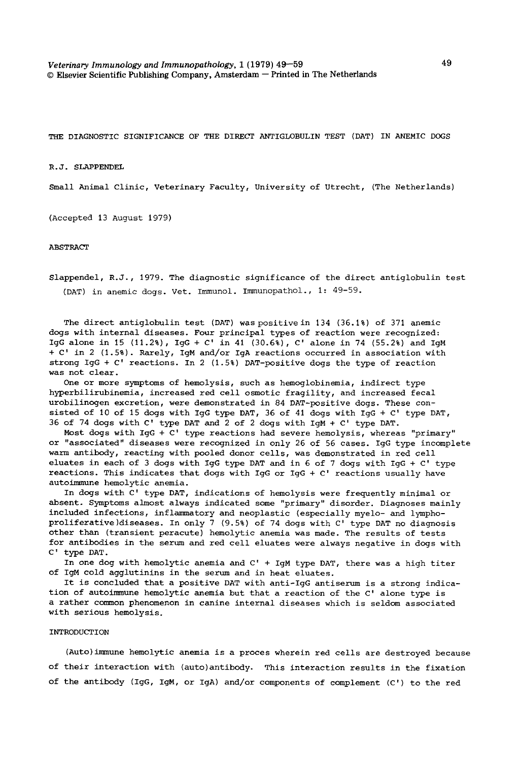# THE DIAGNOSTIC SIGNIFICANCE OF THE DIRECT ANTIGLOBULIN TEST (DAT) IN ANEMIC DOGS

R.J. SLAPPENDEL

Small Animal Clinic, Veterinary Faculty, University of Utrecht, (The Netherlands)

(Accepted 13 August 1979)

## ABSTRACT

Slappendel, R.J., 1979. The diagnostic significance of the direct antiglobulin test (DAT) in anemic dogs. Vet. Immunol. Immunopathol., 1: 49-59.

The direct antiglobulin test (DAT) was positive in 134 (36.1%) of 371 anemic dogs with internal diseases. Four principal types of reaction were recognized: IgG alone in 15 (11.2%), IgG + C' in 41 (30.6%), C' alone in 74 (55.2%) and IgM + C' in 2 (1.5%). Rarely, IgM and/or IgA reactions occurred in association with strong IgG + C' reactions. In 2 (1.5%) DAT-positive dogs the type of reaction was not clear.

One or more symptoms of hemolysis, such as hemoglobinemia, indirect type hyperbilirubinemia, increased red cell osmotic fragility, and increased fecal urobilinogen excretion, were demonstrated in 84 DAT-positive dogs. These consisted of 10 of 15 dogs with IgG type DAT, 36 of 41 dogs with IgG + C' type DAT, 36 of 74 dogs with C' type DAT and 2 of 2 dogs with IgM + C' type DAT.

Most dogs with IgG + C' type reactions had severe hemolysis, whereas "primary" or "associated" diseases were recognized in only 26 of 56 cases. IgG type incomplete warm antibody, reacting with pooled donor cells, was demonstrated in red cell eluates in each of 3 dogs with IgG type DAT and in 6 of 7 dogs with IgG + C' type reactions. This indicates that dogs with IgG or IgG + C' reactions usually have autoimmune hemolytic anemia.

In dogs with C' type DAT, indications of hemolysis were frequently minimal or absent. Symptoms almost always indicated some "primary" disorder. Diagnoses mainly included infections, inflammatory and neoplastic (especially myelo- and lymphoproliferative)diseases. In only 7 (9.5%) of 74 dogs with C' type DAT no diagnosis other than (transient peracute) hemolytic anemia was made. The results of tests for antibodies in the serum and red cell eluates were always negative in dogs with C' type DAT.

In one dog with hemolytic anemia and C' + IgM type DAT, there was a high titer of IgM cold agglutinins in the serum and in heat eluates.

It is concluded that a positive DAT with anti-IgG antiserum is a strong indication of autoimmune hemolytic anemia but that a reaction of the C' alone type is a rather common phenomenon in canine internal diseases which is seldom associated with serious hemolysis.

## INTRODUCTION

(Auto)immune hemolytic anemia is a proces wherein red cells are destroyed because of their interaction with (auto)antibody. This interaction results in the fixation of the antibody (IgG, IgM, or IgA) and/or components of complement (C') to the red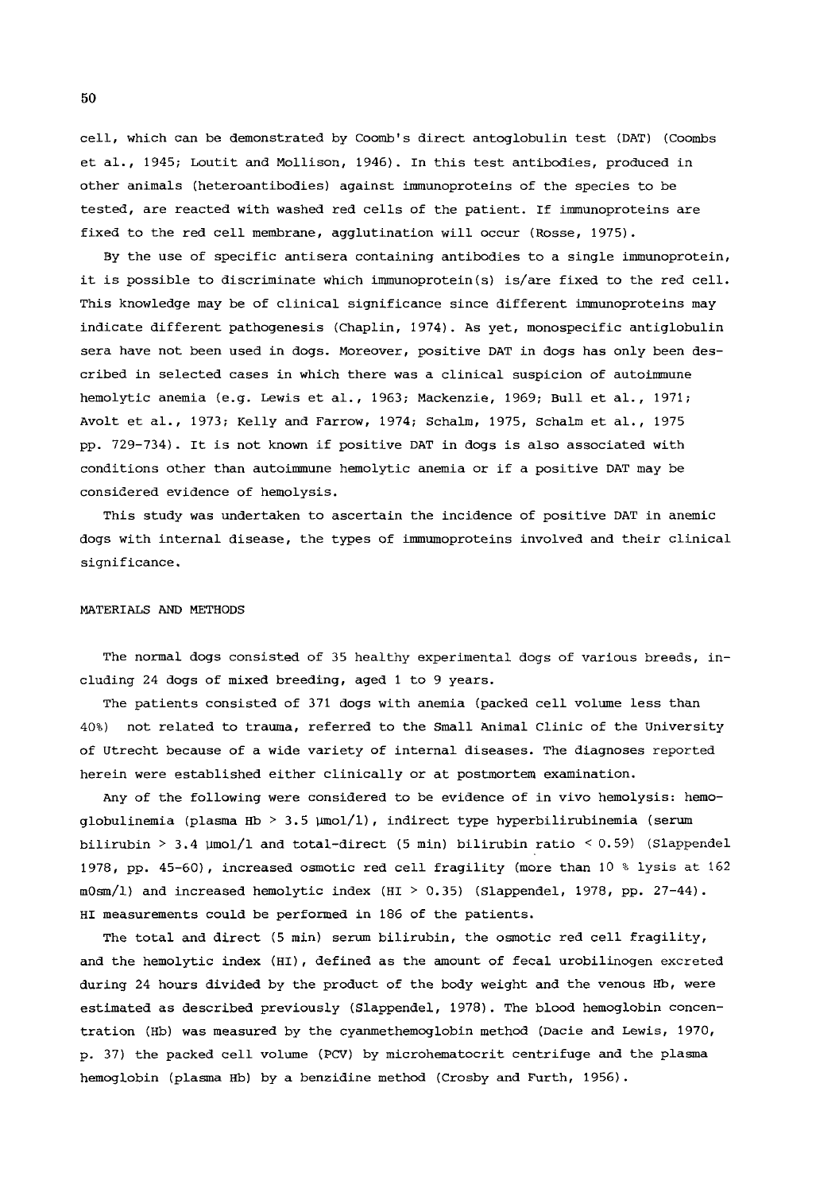cell, which can be demonstrated by Coomb's direct antoglobulin test (DAT) (Coombs et al., 1945; Loutit and Mollison, 1946). In this test antibodies, produced in other animals (heteroantibodies) against immunoproteins of the species to be tested, are reacted with washed red cells of the patient. If immunoproteins are fixed to the red cell membrane, agglutination will occur (Rosse, 1975).

By the use of specific antisera containing antibodies to a single immunoprotein, it is possible to discriminate which immunoprotein(s) is/are fixed to the red cell. This knowledge may be of clinical significance since different immunoproteins may indicate different pathogenesis (Chaplin, 1974). As yet, monospecific antiglobulin sera have not been used in dogs. Moreover, positive DAT in dogs has only been described in selected cases in which there was a clinical suspicion of autoimmune hemolytic anemia (e.g. Lewis et al., 1963; Mackenzie, 1969; Bull et al., 1971; Avolt et al., 1973; Kelly and Farrow, 1974; Schalm, 1975, Schalm et al., 1975 pp. 729-734). It is not known if positive DAT in dogs is also associated with conditions other than autoimmune hemolytic anemia or if a positive DAT may be considered evidence of hemolysis.

This study was undertaken to ascertain the incidence of positive DAT in anemic dogs with internal disease, the types of immunoproteins involved and their clinical significance.

## MATERIALS AND METHODS

The normal dogs consisted of 35 healthy experimental dogs of various breeds, including 24 dogs of mixed breeding, aged 1 to 9 years.

The patients consisted of 371 dogs with anemia (packed cell volume less than 40%) not related to trauma, referred to the Small Animal Clinic of the University of Utrecht because of a wide variety of internal diseases. The diagnoses reported herein were established either clinically or at postmortem examination.

Any of the following were considered to be evidence of in vivo hemolysis: hemoglobulinemia (plasma Hb > 3.5 μmol/l), indirect type hyperbilirubinemia (serum bilirubin > 3.4 μmol/l and total-direct (5 min) bilirubin ratio < 0.59) (Slappendel 1978, pp. 45-60), increased osmotic red cell fragility (more than 10 % lysis at 162 mOsm/l) and increased hemolytic index (HI > 0.35) (Slappendel, 1978, pp. 27-44). HI measurements could be performed in 186 of the patients.

The total and direct (5 min) serum bilirubin, the osmotic red cell fragility, and the hemolytic index (HI), defined as the amount of fecal urobilinogen excreted during 24 hours divided by the product of the body weight and the venous Hb, were estimated as described previously (Slappendel, 1978). The blood hemoglobin concentration (Hb) was measured by the cyanmethemoglobin method (Dacie and Lewis, 1970, p. 37) the packed cell volume (PCV) by microhematocrit centrifuge and the plasma hemoglobin (plasma Hb) by a benzidine method (Crosby and Furth, 1956).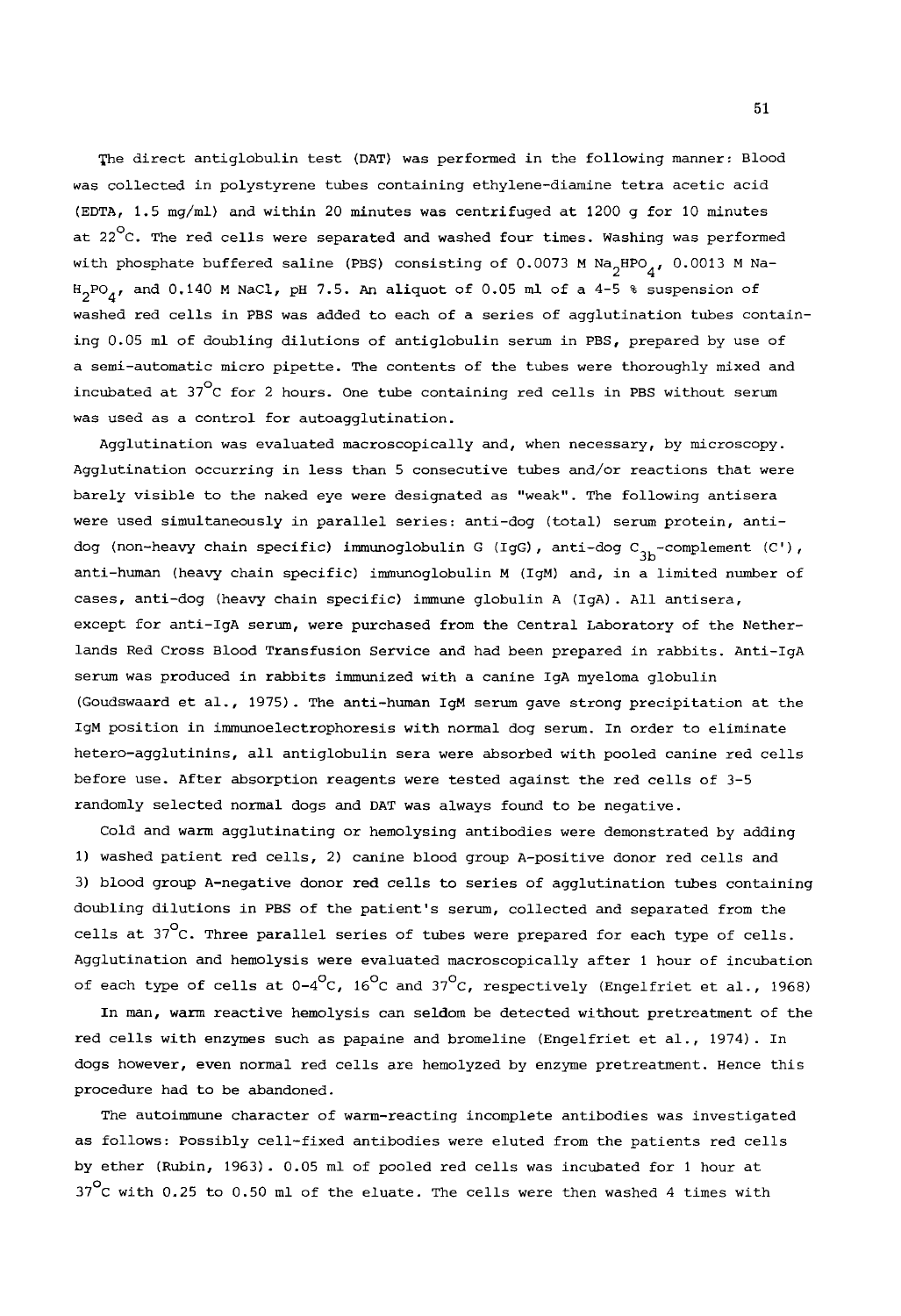The direct antiglobulin test (DAT) was performed in the following manner: Blood was collected in polystyrene tubes containing ethylene-diamine tetra acetic acid (EDTA, 1.5 mg/ml) and within 20 minutes was centrifuged at 1200 g for 10 minutes at 22°C. The red cells were separated and washed four times. Washing was performed with phosphate buffered saline (PBS) consisting of 0.0073 M $Na_2HPO_4$, 0.0013 M Na-$H_2PO_4$, and 0.140 M NaCl, pH 7.5. An aliquot of 0.05 ml of a 4-5 % suspension of washed red cells in PBS was added to each of a series of agglutination tubes containing 0.05 ml of doubling dilutions of antiglobulin serum in PBS, prepared by use of a semi-automatic micro pipette. The contents of the tubes were thoroughly mixed and incubated at 37°C for 2 hours. One tube containing red cells in PBS without serum was used as a control for autoagglutination.

Agglutination was evaluated macroscopically and, when necessary, by microscopy. Agglutination occurring in less than 5 consecutive tubes and/or reactions that were barely visible to the naked eye were designated as "weak". The following antisera were used simultaneously in parallel series: anti-dog (total) serum protein, anti-dog (non-heavy chain specific) immunoglobulin G (IgG), anti-dog $C_{3b}$-complement (C'), anti-human (heavy chain specific) immunoglobulin M (IgM) and, in a limited number of cases, anti-dog (heavy chain specific) immune globulin A (IgA). All antisera, except for anti-IgA serum, were purchased from the Central Laboratory of the Netherlands Red Cross Blood Transfusion Service and had been prepared in rabbits. Anti-IgA serum was produced in rabbits immunized with a canine IgA myeloma globulin (Goudswaard et al., 1975). The anti-human IgM serum gave strong precipitation at the IgM position in immunoelectrophoresis with normal dog serum. In order to eliminate hetero-agglutinins, all antiglobulin sera were absorbed with pooled canine red cells before use. After absorption reagents were tested against the red cells of 3-5 randomly selected normal dogs and DAT was always found to be negative.

Cold and warm agglutinating or hemolysing antibodies were demonstrated by adding 1) washed patient red cells, 2) canine blood group A-positive donor red cells and 3) blood group A-negative donor red cells to series of agglutination tubes containing doubling dilutions in PBS of the patient's serum, collected and separated from the cells at 37°C. Three parallel series of tubes were prepared for each type of cells. Agglutination and hemolysis were evaluated macroscopically after 1 hour of incubation of each type of cells at 0-4°C, 16°C and 37°C, respectively (Engelfriet et al., 1968)

In man, warm reactive hemolysis can seldom be detected without pretreatment of the red cells with enzymes such as papaine and bromeline (Engelfriet et al., 1974). In dogs however, even normal red cells are hemolyzed by enzyme pretreatment. Hence this procedure had to be abandoned.

The autoimmune character of warm-reacting incomplete antibodies was investigated as follows: Possibly cell-fixed antibodies were eluted from the patients red cells by ether (Rubin, 1963). 0.05 ml of pooled red cells was incubated for 1 hour at 37°C with 0.25 to 0.50 ml of the eluate. The cells were then washed 4 times with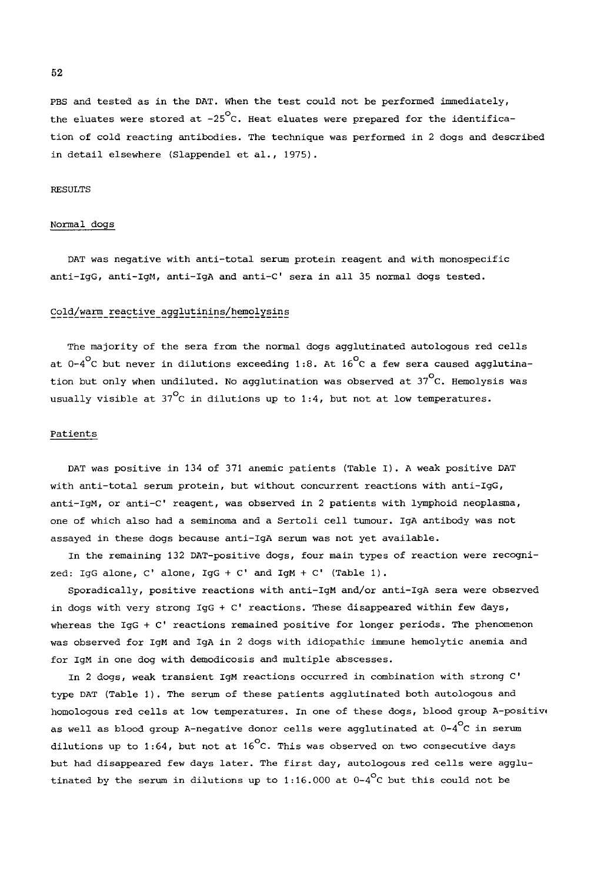PBS and tested as in the DAT. When the test could not be performed immediately, the eluates were stored at -25°C. Heat eluates were prepared for the identification of cold reacting antibodies. The technique was performed in 2 dogs and described in detail elsewhere (Slappendel et al., 1975).

## RESULTS

### Normal dogs

DAT was negative with anti-total serum protein reagent and with monospecific anti-IgG, anti-IgM, anti-IgA and anti-C' sera in all 35 normal dogs tested.

### Cold/warm reactive agglutinins/hemolysins

The majority of the sera from the normal dogs agglutinated autologous red cells at 0-4°C but never in dilutions exceeding 1:8. At 16°C a few sera caused agglutination but only when undiluted. No agglutination was observed at 37°C. Hemolysis was usually visible at 37°C in dilutions up to 1:4, but not at low temperatures.

### Patients

DAT was positive in 134 of 371 anemic patients (Table I). A weak positive DAT with anti-total serum protein, but without concurrent reactions with anti-IgG, anti-IgM, or anti-C' reagent, was observed in 2 patients with lymphoid neoplasma, one of which also had a seminoma and a Sertoli cell tumour. IgA antibody was not assayed in these dogs because anti-IgA serum was not yet available.

In the remaining 132 DAT-positive dogs, four main types of reaction were recognized: IgG alone, C' alone, IgG + C' and IgM + C' (Table 1).

Sporadically, positive reactions with anti-IgM and/or anti-IgA sera were observed in dogs with very strong IgG + C' reactions. These disappeared within few days, whereas the IgG + C' reactions remained positive for longer periods. The phenomenon was observed for IgM and IgA in 2 dogs with idiopathic immune hemolytic anemia and for IgM in one dog with demodicosis and multiple abscesses.

In 2 dogs, weak transient IgM reactions occurred in combination with strong C' type DAT (Table 1). The serum of these patients agglutinated both autologous and homologous red cells at low temperatures. In one of these dogs, blood group A-positive as well as blood group A-negative donor cells were agglutinated at 0-4°C in serum dilutions up to 1:64, but not at 16°C. This was observed on two consecutive days but had disappeared few days later. The first day, autologous red cells were agglutinated by the serum in dilutions up to 1:16.000 at 0-4°C but this could not be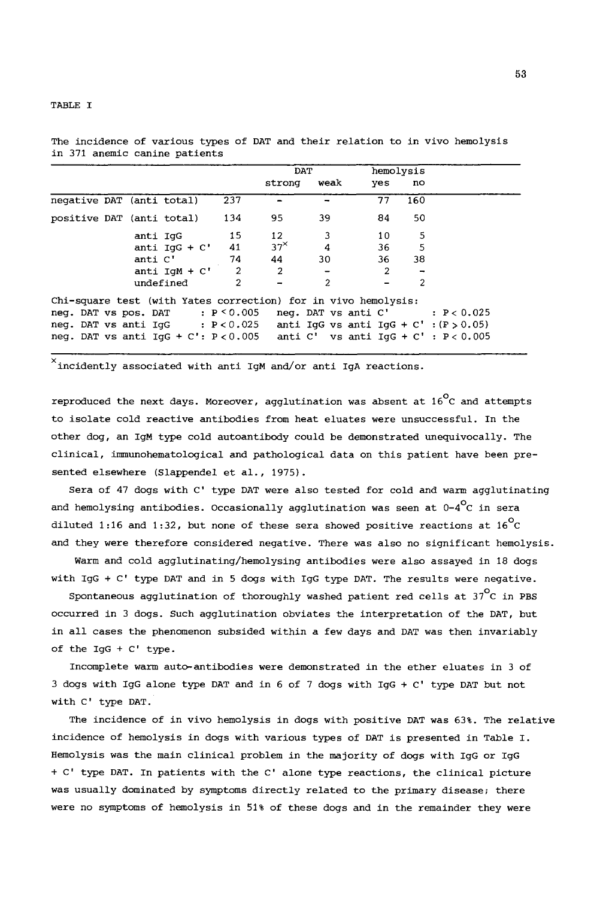TABLE I

The incidence of various types of DAT and their relation to in vivo hemolysis in 371 anemic canine patients

| | | DAT | | hemolysis | |
|---|---|---|---|---|---|
| | | strong | weak | yes | no |
| negative DAT (anti total) | 237 | - | - | 77 | 160 |
| positive DAT (anti total) | 134 | 95 | 39 | 84 | 50 |
| anti IgG | 15 | 12 | 3 | 10 | 5 |
| anti IgG + C' | 41 | 37[x] | 4 | 36 | 5 |
| anti C' | 74 | 44 | 30 | 36 | 38 |
| anti IgM + C' | 2 | 2 | - | 2 | - |
| undefined | 2 | - | 2 | - | 2 |

Chi-square test (with Yates correction) for in vivo hemolysis:

neg. DAT vs pos. DAT : $P < 0.005$ neg. DAT vs anti C' : $P < 0.025$

neg. DAT vs anti IgG : $P < 0.025$ anti IgG vs anti IgG + C' : ($P > 0.05$)

neg. DAT vs anti IgG + C': $P < 0.005$ anti C' vs anti IgG + C' : $P < 0.005$

[x]incidently associated with anti IgM and/or anti IgA reactions.

reproduced the next days. Moreover, agglutination was absent at 16°C and attempts to isolate cold reactive antibodies from heat eluates were unsuccessful. In the other dog, an IgM type cold autoantibody could be demonstrated unequivocally. The clinical, immunohematological and pathological data on this patient have been presented elsewhere (Slappendel et al., 1975).

Sera of 47 dogs with C' type DAT were also tested for cold and warm agglutinating and hemolysing antibodies. Occasionally agglutination was seen at 0-4°C in sera diluted 1:16 and 1:32, but none of these sera showed positive reactions at 16°C and they were therefore considered negative. There was also no significant hemolysis.

Warm and cold agglutinating/hemolysing antibodies were also assayed in 18 dogs with IgG + C' type DAT and in 5 dogs with IgG type DAT. The results were negative.

Spontaneous agglutination of thoroughly washed patient red cells at 37°C in PBS occurred in 3 dogs. Such agglutination obviates the interpretation of the DAT, but in all cases the phenomenon subsided within a few days and DAT was then invariably of the IgG + C' type.

Incomplete warm auto-antibodies were demonstrated in the ether eluates in 3 of 3 dogs with IgG alone type DAT and in 6 of 7 dogs with IgG + C' type DAT but not with C' type DAT.

The incidence of in vivo hemolysis in dogs with positive DAT was 63%. The relative incidence of hemolysis in dogs with various types of DAT is presented in Table I. Hemolysis was the main clinical problem in the majority of dogs with IgG or IgG + C' type DAT. In patients with the C' alone type reactions, the clinical picture was usually dominated by symptoms directly related to the primary disease; there were no symptoms of hemolysis in 51% of these dogs and in the remainder they were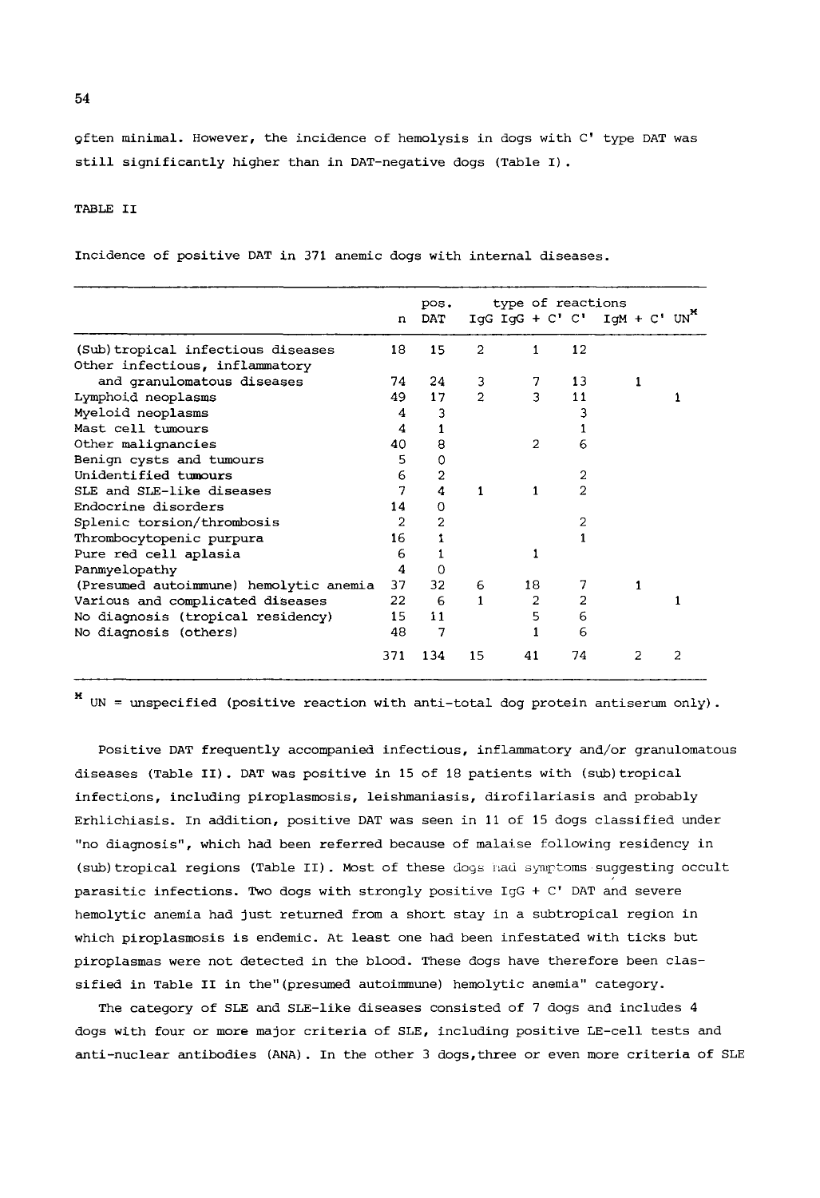often minimal. However, the incidence of hemolysis in dogs with C' type DAT was still significantly higher than in DAT-negative dogs (Table I).

TABLE II

Incidence of positive DAT in 371 anemic dogs with internal diseases.

| | n | pos. DAT | type of reactions IgG | IgG + C' | C' | IgM + C' | UN* |
|---|---|---|---|---|---|---|---|
| (Sub)tropical infectious diseases | 18 | 15 | 2 | 1 | 12 | | |
| Other infectious, inflammatory and granulomatous diseases | 74 | 24 | 3 | 7 | 13 | 1 | |
| Lymphoid neoplasms | 49 | 17 | 2 | 3 | 11 | | 1 |
| Myeloid neoplasms | 4 | 3 | | | 3 | | |
| Mast cell tumours | 4 | 1 | | | 1 | | |
| Other malignancies | 40 | 8 | | 2 | 6 | | |
| Benign cysts and tumours | 5 | 0 | | | | | |
| Unidentified tumours | 6 | 2 | | | 2 | | |
| SLE and SLE-like diseases | 7 | 4 | 1 | 1 | 2 | | |
| Endocrine disorders | 14 | 0 | | | | | |
| Splenic torsion/thrombosis | 2 | 2 | | | 2 | | |
| Thrombocytopenic purpura | 16 | 1 | | | 1 | | |
| Pure red cell aplasia | 6 | 1 | | 1 | | | |
| Panmyelopathy | 4 | 0 | | | | | |
| (Presumed autoimmune) hemolytic anemia | 37 | 32 | 6 | 18 | 7 | 1 | |
| Various and complicated diseases | 22 | 6 | 1 | 2 | 2 | | 1 |
| No diagnosis (tropical residency) | 15 | 11 | | 5 | 6 | | |
| No diagnosis (others) | 48 | 7 | | 1 | 6 | | |
| | 371 | 134 | 15 | 41 | 74 | 2 | 2 |

\* UN = unspecified (positive reaction with anti-total dog protein antiserum only).

Positive DAT frequently accompanied infectious, inflammatory and/or granulomatous diseases (Table II). DAT was positive in 15 of 18 patients with (sub)tropical infections, including piroplasmosis, leishmaniasis, dirofilariasis and probably Erhlichiasis. In addition, positive DAT was seen in 11 of 15 dogs classified under "no diagnosis", which had been referred because of malaise following residency in (sub)tropical regions (Table II). Most of these dogs had symptoms suggesting occult parasitic infections. Two dogs with strongly positive IgG + C' DAT and severe hemolytic anemia had just returned from a short stay in a subtropical region in which piroplasmosis is endemic. At least one had been infestated with ticks but piroplasmas were not detected in the blood. These dogs have therefore been classified in Table II in the "(presumed autoimmune) hemolytic anemia" category.

The category of SLE and SLE-like diseases consisted of 7 dogs and includes 4 dogs with four or more major criteria of SLE, including positive LE-cell tests and anti-nuclear antibodies (ANA). In the other 3 dogs, three or even more criteria of SLE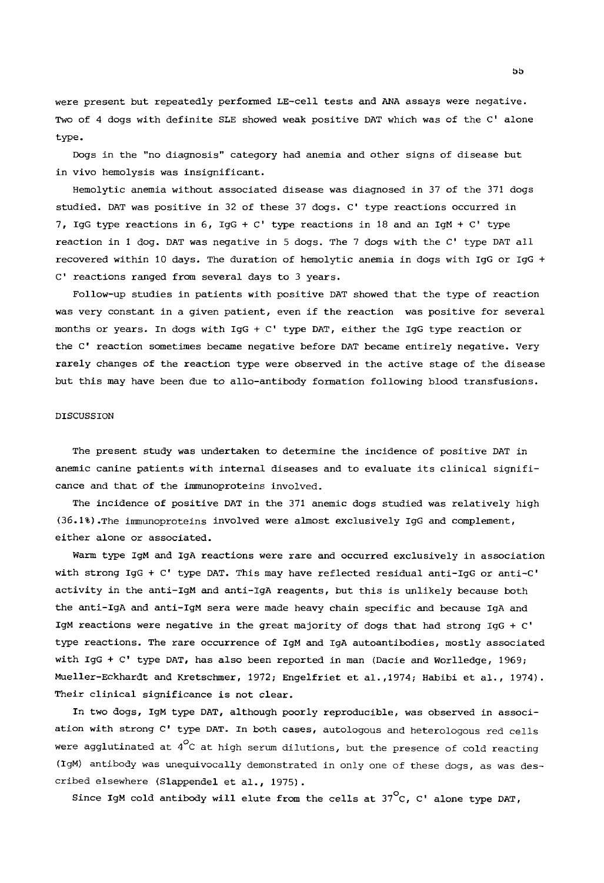were present but repeatedly performed LE-cell tests and ANA assays were negative. Two of 4 dogs with definite SLE showed weak positive DAT which was of the C' alone type.

Dogs in the "no diagnosis" category had anemia and other signs of disease but in vivo hemolysis was insignificant.

Hemolytic anemia without associated disease was diagnosed in 37 of the 371 dogs studied. DAT was positive in 32 of these 37 dogs. C' type reactions occurred in 7, IgG type reactions in 6, IgG + C' type reactions in 18 and an IgM + C' type reaction in 1 dog. DAT was negative in 5 dogs. The 7 dogs with the C' type DAT all recovered within 10 days. The duration of hemolytic anemia in dogs with IgG or IgG + C' reactions ranged from several days to 3 years.

Follow-up studies in patients with positive DAT showed that the type of reaction was very constant in a given patient, even if the reaction was positive for several months or years. In dogs with IgG + C' type DAT, either the IgG type reaction or the C' reaction sometimes became negative before DAT became entirely negative. Very rarely changes of the reaction type were observed in the active stage of the disease but this may have been due to allo-antibody formation following blood transfusions.

## DISCUSSION

The present study was undertaken to determine the incidence of positive DAT in anemic canine patients with internal diseases and to evaluate its clinical significance and that of the immunoproteins involved.

The incidence of positive DAT in the 371 anemic dogs studied was relatively high (36.1%). The immunoproteins involved were almost exclusively IgG and complement, either alone or associated.

Warm type IgM and IgA reactions were rare and occurred exclusively in association with strong IgG + C' type DAT. This may have reflected residual anti-IgG or anti-C' activity in the anti-IgM and anti-IgA reagents, but this is unlikely because both the anti-IgA and anti-IgM sera were made heavy chain specific and because IgA and IgM reactions were negative in the great majority of dogs that had strong IgG + C' type reactions. The rare occurrence of IgM and IgA autoantibodies, mostly associated with IgG + C' type DAT, has also been reported in man (Dacie and Worlledge, 1969; Mueller-Eckhardt and Kretschmer, 1972; Engelfriet et al., 1974; Habibi et al., 1974). Their clinical significance is not clear.

In two dogs, IgM type DAT, although poorly reproducible, was observed in association with strong C' type DAT. In both cases, autologous and heterologous red cells were agglutinated at $4^{\circ}C$ at high serum dilutions, but the presence of cold reacting (IgM) antibody was unequivocally demonstrated in only one of these dogs, as was described elsewhere (Slappendel et al., 1975).

Since IgM cold antibody will elute from the cells at $37^{\circ}C$, C' alone type DAT,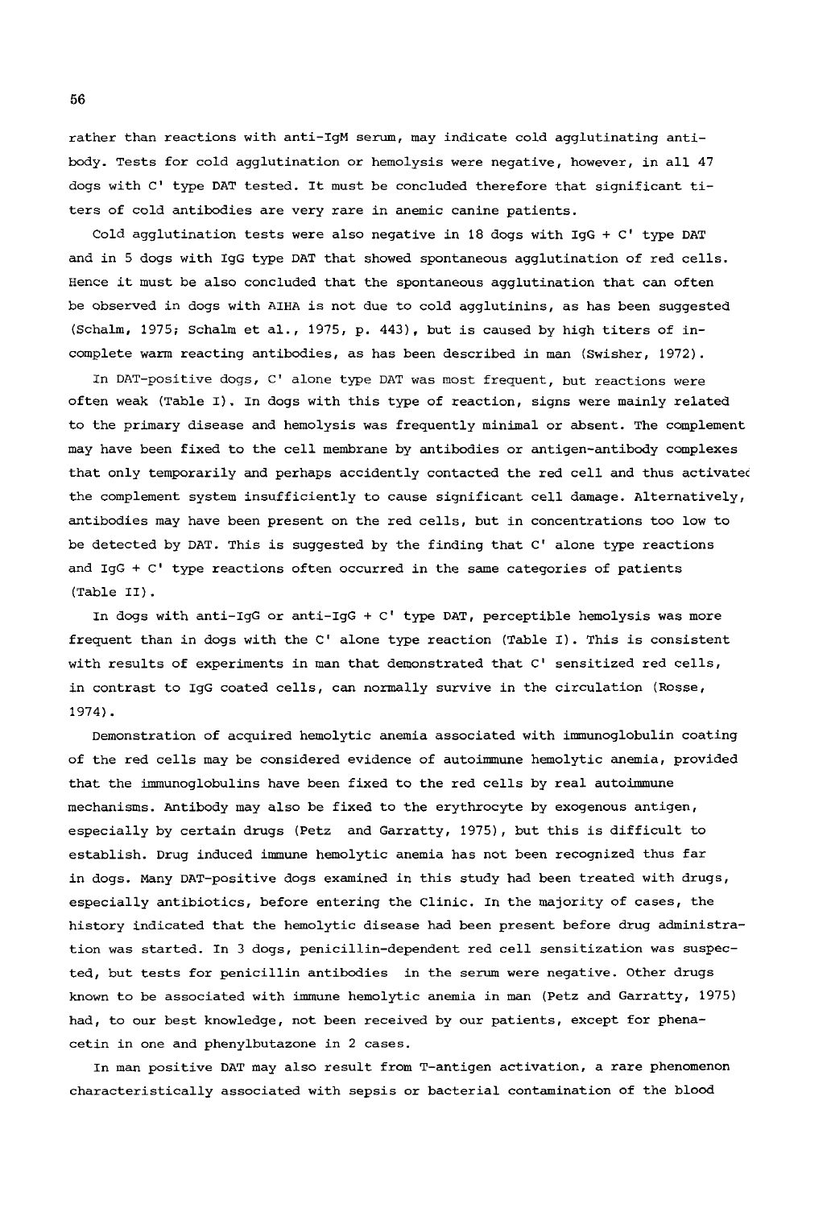rather than reactions with anti-IgM serum, may indicate cold agglutinating antibody. Tests for cold agglutination or hemolysis were negative, however, in all 47 dogs with C' type DAT tested. It must be concluded therefore that significant titers of cold antibodies are very rare in anemic canine patients.

Cold agglutination tests were also negative in 18 dogs with IgG + C' type DAT and in 5 dogs with IgG type DAT that showed spontaneous agglutination of red cells. Hence it must be also concluded that the spontaneous agglutination that can often be observed in dogs with AIHA is not due to cold agglutinins, as has been suggested (Schalm, 1975; Schalm et al., 1975, p. 443), but is caused by high titers of incomplete warm reacting antibodies, as has been described in man (Swisher, 1972).

In DAT-positive dogs, C' alone type DAT was most frequent, but reactions were often weak (Table I). In dogs with this type of reaction, signs were mainly related to the primary disease and hemolysis was frequently minimal or absent. The complement may have been fixed to the cell membrane by antibodies or antigen-antibody complexes that only temporarily and perhaps accidently contacted the red cell and thus activated the complement system insufficiently to cause significant cell damage. Alternatively, antibodies may have been present on the red cells, but in concentrations too low to be detected by DAT. This is suggested by the finding that C' alone type reactions and IgG + C' type reactions often occurred in the same categories of patients (Table II).

In dogs with anti-IgG or anti-IgG + C' type DAT, perceptible hemolysis was more frequent than in dogs with the C' alone type reaction (Table I). This is consistent with results of experiments in man that demonstrated that C' sensitized red cells, in contrast to IgG coated cells, can normally survive in the circulation (Rosse, 1974).

Demonstration of acquired hemolytic anemia associated with immunoglobulin coating of the red cells may be considered evidence of autoimmune hemolytic anemia, provided that the immunoglobulins have been fixed to the red cells by real autoimmune mechanisms. Antibody may also be fixed to the erythrocyte by exogenous antigen, especially by certain drugs (Petz and Garratty, 1975), but this is difficult to establish. Drug induced immune hemolytic anemia has not been recognized thus far in dogs. Many DAT-positive dogs examined in this study had been treated with drugs, especially antibiotics, before entering the Clinic. In the majority of cases, the history indicated that the hemolytic disease had been present before drug administration was started. In 3 dogs, penicillin-dependent red cell sensitization was suspected, but tests for penicillin antibodies in the serum were negative. Other drugs known to be associated with immune hemolytic anemia in man (Petz and Garratty, 1975) had, to our best knowledge, not been received by our patients, except for phenacetin in one and phenylbutazone in 2 cases.

In man positive DAT may also result from T-antigen activation, a rare phenomenon characteristically associated with sepsis or bacterial contamination of the blood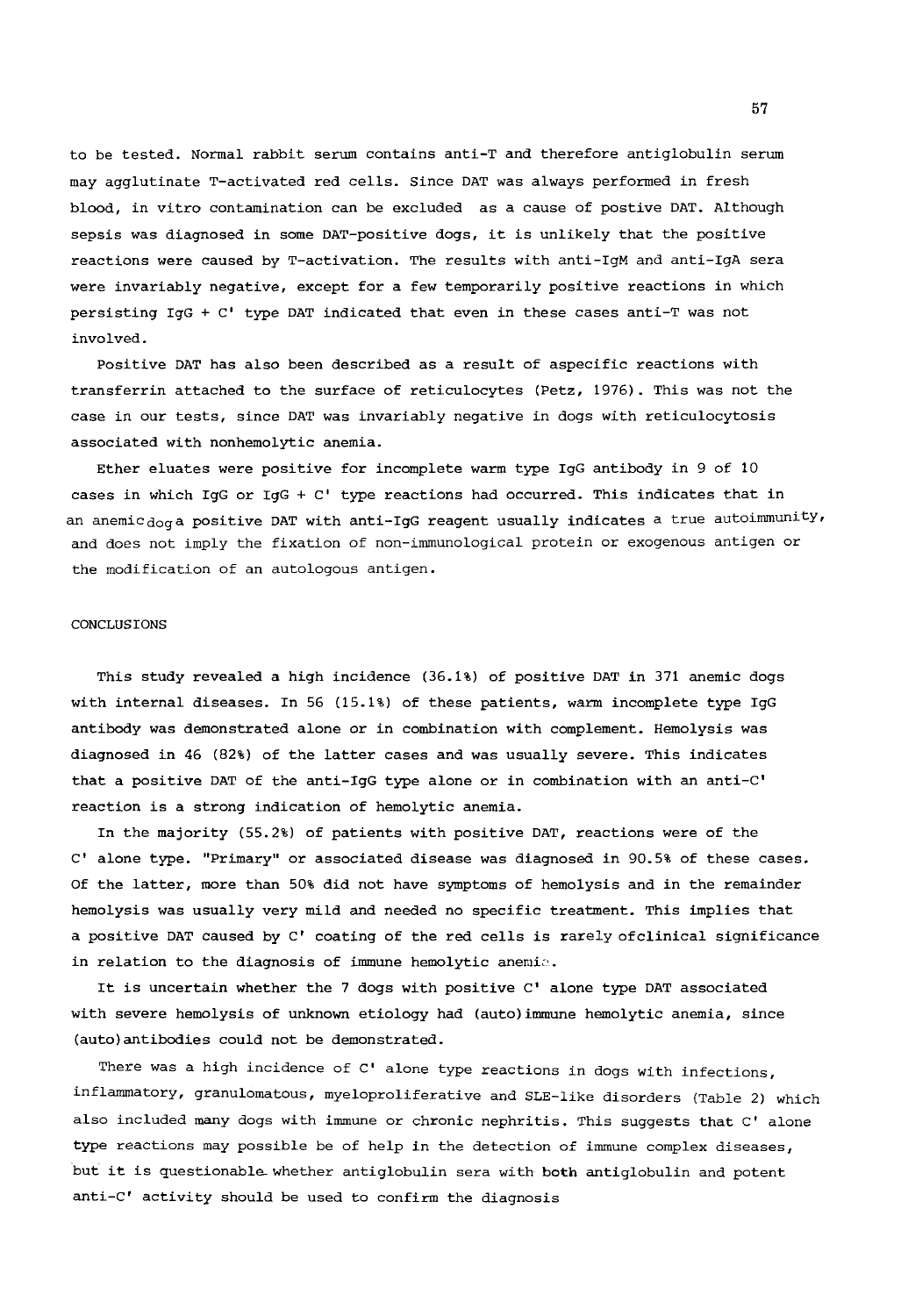to be tested. Normal rabbit serum contains anti-T and therefore antiglobulin serum may agglutinate T-activated red cells. Since DAT was always performed in fresh blood, in vitro contamination can be excluded as a cause of postive DAT. Although sepsis was diagnosed in some DAT-positive dogs, it is unlikely that the positive reactions were caused by T-activation. The results with anti-IgM and anti-IgA sera were invariably negative, except for a few temporarily positive reactions in which persisting IgG + C' type DAT indicated that even in these cases anti-T was not involved.

Positive DAT has also been described as a result of aspecific reactions with transferrin attached to the surface of reticulocytes (Petz, 1976). This was not the case in our tests, since DAT was invariably negative in dogs with reticulocytosis associated with nonhemolytic anemia.

Ether eluates were positive for incomplete warm type IgG antibody in 9 of 10 cases in which IgG or IgG + C' type reactions had occurred. This indicates that in an anemic dog a positive DAT with anti-IgG reagent usually indicates a true autoimmunity, and does not imply the fixation of non-immunological protein or exogenous antigen or the modification of an autologous antigen.

## CONCLUSIONS

This study revealed a high incidence (36.1%) of positive DAT in 371 anemic dogs with internal diseases. In 56 (15.1%) of these patients, warm incomplete type IgG antibody was demonstrated alone or in combination with complement. Hemolysis was diagnosed in 46 (82%) of the latter cases and was usually severe. This indicates that a positive DAT of the anti-IgG type alone or in combination with an anti-C' reaction is a strong indication of hemolytic anemia.

In the majority (55.2%) of patients with positive DAT, reactions were of the C' alone type. "Primary" or associated disease was diagnosed in 90.5% of these cases. Of the latter, more than 50% did not have symptoms of hemolysis and in the remainder hemolysis was usually very mild and needed no specific treatment. This implies that a positive DAT caused by C' coating of the red cells is rarely ofclinical significance in relation to the diagnosis of immune hemolytic anemia.

It is uncertain whether the 7 dogs with positive C' alone type DAT associated with severe hemolysis of unknown etiology had (auto)immune hemolytic anemia, since (auto)antibodies could not be demonstrated.

There was a high incidence of C' alone type reactions in dogs with infections, inflammatory, granulomatous, myeloproliferative and SLE-like disorders (Table 2) which also included many dogs with immune or chronic nephritis. This suggests that C' alone type reactions may possible be of help in the detection of immune complex diseases, but it is questionable whether antiglobulin sera with both antiglobulin and potent anti-C' activity should be used to confirm the diagnosis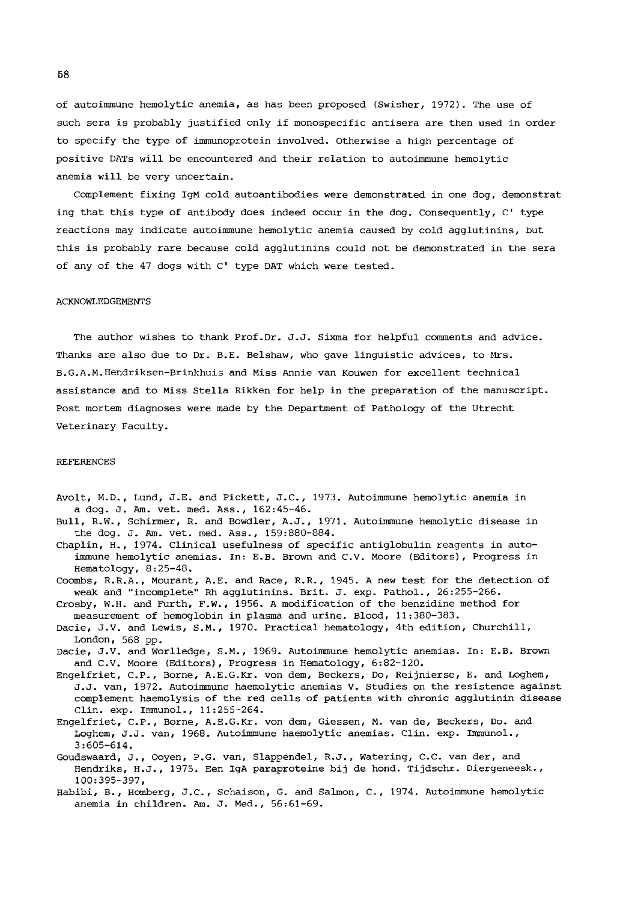of autoimmune hemolytic anemia, as has been proposed (Swisher, 1972). The use of such sera is probably justified only if monospecific antisera are then used in order to specify the type of immunoprotein involved. Otherwise a high percentage of positive DATs will be encountered and their relation to autoimmune hemolytic anemia will be very uncertain.

Complement fixing IgM cold autoantibodies were demonstrated in one dog, demonstrating that this type of antibody does indeed occur in the dog. Consequently, C' type reactions may indicate autoimmune hemolytic anemia caused by cold agglutinins, but this is probably rare because cold agglutinins could not be demonstrated in the sera of any of the 47 dogs with C' type DAT which were tested.

## ACKNOWLEDGEMENTS

The author wishes to thank Prof.Dr. J.J. Sixma for helpful comments and advice. Thanks are also due to Dr. B.E. Belshaw, who gave linguistic advices, to Mrs. B.G.A.M.Hendriksen-Brinkhuis and Miss Annie van Kouwen for excellent technical assistance and to Miss Stella Rikken for help in the preparation of the manuscript. Post mortem diagnoses were made by the Department of Pathology of the Utrecht Veterinary Faculty.

## REFERENCES

Avolt, M.D., Lund, J.E. and Pickett, J.C., 1973. Autoimmune hemolytic anemia in a dog. J. Am. vet. med. Ass., 162:45-46.

Bull, R.W., Schirmer, R. and Bowdler, A.J., 1971. Autoimmune hemolytic disease in the dog. J. Am. vet. med. Ass., 159:880-884.

Chaplin, H., 1974. Clinical usefulness of specific antiglobulin reagents in autoimmune hemolytic anemias. In: E.B. Brown and C.V. Moore (Editors), Progress in Hematology, 8:25-48.

Coombs, R.R.A., Mourant, A.E. and Race, R.R., 1945. A new test for the detection of weak and "incomplete" Rh agglutinins. Brit. J. exp. Pathol., 26:255-266.

Crosby, W.H. and Furth, F.W., 1956. A modification of the benzidine method for measurement of hemoglobin in plasma and urine. Blood, 11:380-383.

Dacie, J.V. and Lewis, S.M., 1970. Practical hematology, 4th edition, Churchill, London, 568 pp.

Dacie, J.V. and Worlledge, S.M., 1969. Autoimmune hemolytic anemias. In: E.B. Brown and C.V. Moore (Editors), Progress in Hematology, 6:82-120.

Engelfriet, C.P., Borne, A.E.G.Kr. von dem, Beckers, Do, Reijnierse, E. and Loghem, J.J. van, 1972. Autoimmune haemolytic anemias V. Studies on the resistence against complement haemolysis of the red cells of patients with chronic agglutinin disease Clin. exp. Immunol., 11:255-264.

Engelfriet, C.P., Borne, A.E.G.Kr. von dem, Giessen, M. van de, Beckers, Do. and Loghem, J.J. van, 1968. Autoimmune haemolytic anemias. Clin. exp. Immunol., 3:605-614.

Goudswaard, J., Ooyen, P.G. van, Slappendel, R.J., Watering, C.C. van der, and Hendriks, H.J., 1975. Een IgA paraproteine bij de hond. Tijdschr. Diergeneesk., 100:395-397,

Habibi, B., Homberg, J.C., Schaison, G. and Salmon, C., 1974. Autoimmune hemolytic anemia in children. Am. J. Med., 56:61-69.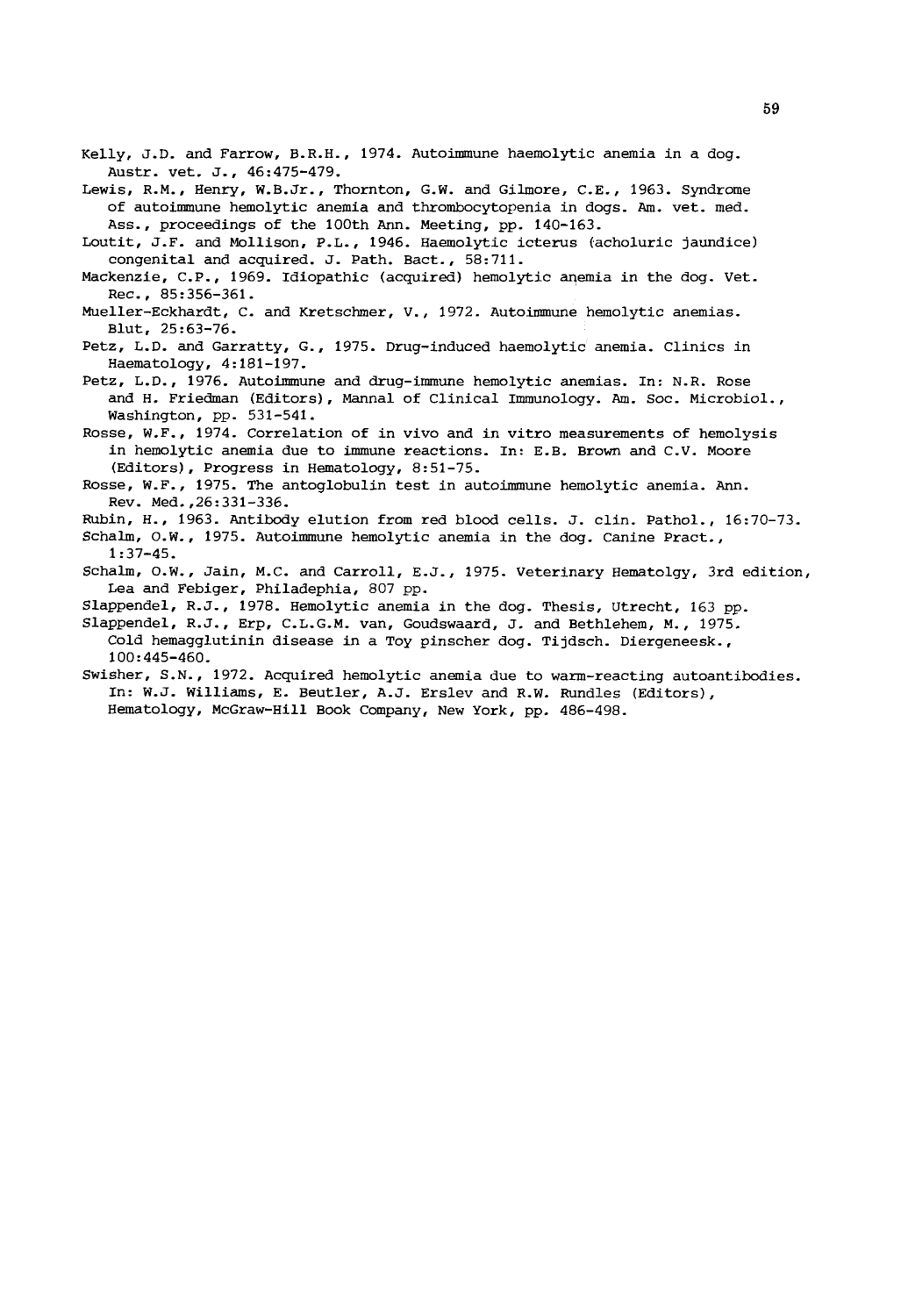Kelly, J.D. and Farrow, B.R.H., 1974. Autoimmune haemolytic anemia in a dog. Austr. vet. J., 46:475-479.

Lewis, R.M., Henry, W.B.Jr., Thornton, G.W. and Gilmore, C.E., 1963. Syndrome of autoimmune hemolytic anemia and thrombocytopenia in dogs. Am. vet. med. Ass., proceedings of the 100th Ann. Meeting, pp. 140-163.

Loutit, J.F. and Mollison, P.L., 1946. Haemolytic icterus (acholuric jaundice) congenital and acquired. J. Path. Bact., 58:711.

Mackenzie, C.P., 1969. Idiopathic (acquired) hemolytic anemia in the dog. Vet. Rec., 85:356-361.

Mueller-Eckhardt, C. and Kretschmer, V., 1972. Autoimmune hemolytic anemias. Blut, 25:63-76.

Petz, L.D. and Garratty, G., 1975. Drug-induced haemolytic anemia. Clinics in Haematology, 4:181-197.

Petz, L.D., 1976. Autoimmune and drug-immune hemolytic anemias. In: N.R. Rose and H. Friedman (Editors), Mannal of Clinical Immunology. Am. Soc. Microbiol., Washington, pp. 531-541.

Rosse, W.F., 1974. Correlation of in vivo and in vitro measurements of hemolysis in hemolytic anemia due to immune reactions. In: E.B. Brown and C.V. Moore (Editors), Progress in Hematology, 8:51-75.

Rosse, W.F., 1975. The antoglobulin test in autoimmune hemolytic anemia. Ann. Rev. Med.,26:331-336.

Rubin, H., 1963. Antibody elution from red blood cells. J. clin. Pathol., 16:70-73.

Schalm, O.W., 1975. Autoimmune hemolytic anemia in the dog. Canine Pract., 1:37-45.

Schalm, O.W., Jain, M.C. and Carroll, E.J., 1975. Veterinary Hematolgy, 3rd edition, Lea and Febiger, Philadephia, 807 pp.

Slappendel, R.J., 1978. Hemolytic anemia in the dog. Thesis, Utrecht, 163 pp.

Slappendel, R.J., Erp, C.L.G.M. van, Goudswaard, J. and Bethlehem, M., 1975. Cold hemagglutinin disease in a Toy pinscher dog. Tijdsch. Diergeneesk., 100:445-460.

Swisher, S.N., 1972. Acquired hemolytic anemia due to warm-reacting autoantibodies. In: W.J. Williams, E. Beutler, A.J. Erslev and R.W. Rundles (Editors), Hematology, McGraw-Hill Book Company, New York, pp. 486-498.